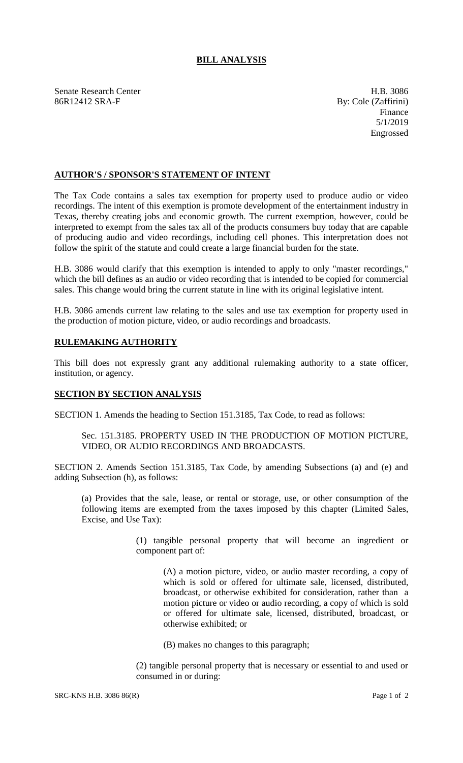# BILL ANALYSIS

Senate Research Center
86R12412 SRA-F

H.B. 3086
By: Cole (Zaffirini)
Finance
5/1/2019
Engrossed

## AUTHOR'S / SPONSOR'S STATEMENT OF INTENT

The Tax Code contains a sales tax exemption for property used to produce audio or video recordings. The intent of this exemption is promote development of the entertainment industry in Texas, thereby creating jobs and economic growth. The current exemption, however, could be interpreted to exempt from the sales tax all of the products consumers buy today that are capable of producing audio and video recordings, including cell phones. This interpretation does not follow the spirit of the statute and could create a large financial burden for the state.

H.B. 3086 would clarify that this exemption is intended to apply to only "master recordings," which the bill defines as an audio or video recording that is intended to be copied for commercial sales. This change would bring the current statute in line with its original legislative intent.

H.B. 3086 amends current law relating to the sales and use tax exemption for property used in the production of motion picture, video, or audio recordings and broadcasts.

## RULEMAKING AUTHORITY

This bill does not expressly grant any additional rulemaking authority to a state officer, institution, or agency.

## SECTION BY SECTION ANALYSIS

SECTION 1. Amends the heading to Section 151.3185, Tax Code, to read as follows:

> Sec. 151.3185. PROPERTY USED IN THE PRODUCTION OF MOTION PICTURE, VIDEO, OR AUDIO RECORDINGS AND BROADCASTS.

SECTION 2. Amends Section 151.3185, Tax Code, by amending Subsections (a) and (e) and adding Subsection (h), as follows:

> (a) Provides that the sale, lease, or rental or storage, use, or other consumption of the following items are exempted from the taxes imposed by this chapter (Limited Sales, Excise, and Use Tax):
>
> > (1) tangible personal property that will become an ingredient or component part of:
> >
> > > (A) a motion picture, video, or audio master recording, a copy of which is sold or offered for ultimate sale, licensed, distributed, broadcast, or otherwise exhibited for consideration, rather than a motion picture or video or audio recording, a copy of which is sold or offered for ultimate sale, licensed, distributed, broadcast, or otherwise exhibited; or
> > >
> > > (B) makes no changes to this paragraph;
> >
> > (2) tangible personal property that is necessary or essential to and used or consumed in or during: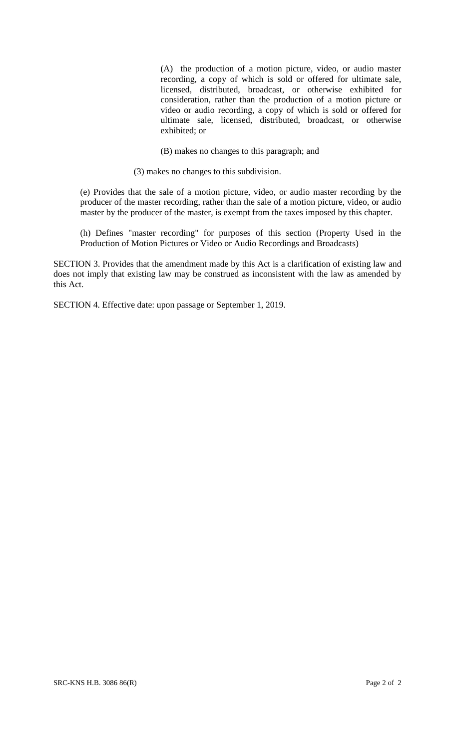(A) the production of a motion picture, video, or audio master recording, a copy of which is sold or offered for ultimate sale, licensed, distributed, broadcast, or otherwise exhibited for consideration, rather than the production of a motion picture or video or audio recording, a copy of which is sold or offered for ultimate sale, licensed, distributed, broadcast, or otherwise exhibited; or

(B) makes no changes to this paragraph; and

(3) makes no changes to this subdivision.

(e) Provides that the sale of a motion picture, video, or audio master recording by the producer of the master recording, rather than the sale of a motion picture, video, or audio master by the producer of the master, is exempt from the taxes imposed by this chapter.

(h) Defines "master recording" for purposes of this section (Property Used in the Production of Motion Pictures or Video or Audio Recordings and Broadcasts)

SECTION 3. Provides that the amendment made by this Act is a clarification of existing law and does not imply that existing law may be construed as inconsistent with the law as amended by this Act.

SECTION 4. Effective date: upon passage or September 1, 2019.